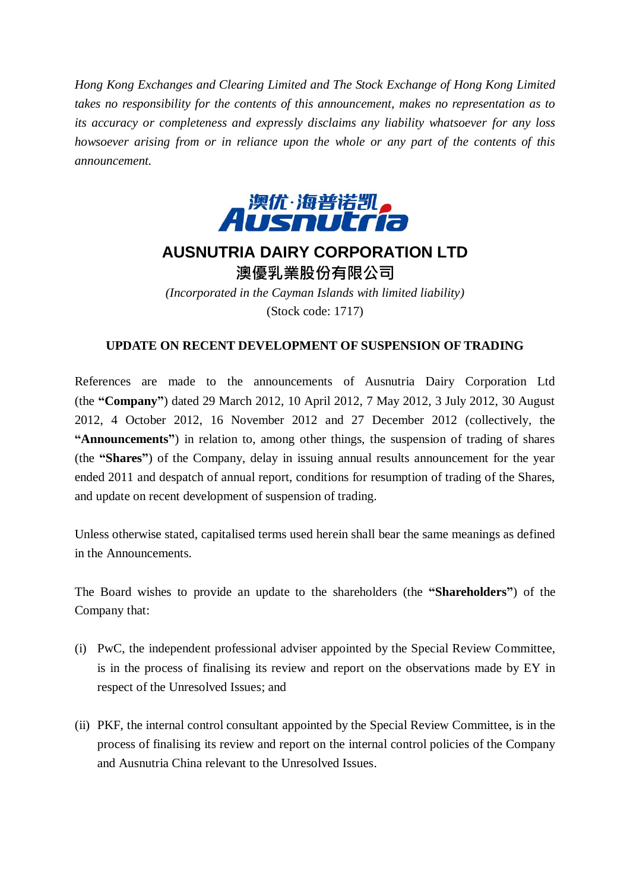*Hong Kong Exchanges and Clearing Limited and The Stock Exchange of Hong Kong Limited takes no responsibility for the contents of this announcement, makes no representation as to its accuracy or completeness and expressly disclaims any liability whatsoever for any loss howsoever arising from or in reliance upon the whole or any part of the contents of this announcement.*

# AUSNUTRIA DAIRY CORPORATION LTD

# 澳優乳業股份有限公司

*(Incorporated in the Cayman Islands with limited liability)*

(Stock code: 1717)

## UPDATE ON RECENT DEVELOPMENT OF SUSPENSION OF TRADING

References are made to the announcements of Ausnutria Dairy Corporation Ltd (the **"Company"**) dated 29 March 2012, 10 April 2012, 7 May 2012, 3 July 2012, 30 August 2012, 4 October 2012, 16 November 2012 and 27 December 2012 (collectively, the **"Announcements"**) in relation to, among other things, the suspension of trading of shares (the **"Shares"**) of the Company, delay in issuing annual results announcement for the year ended 2011 and despatch of annual report, conditions for resumption of trading of the Shares, and update on recent development of suspension of trading.

Unless otherwise stated, capitalised terms used herein shall bear the same meanings as defined in the Announcements.

The Board wishes to provide an update to the shareholders (the **"Shareholders"**) of the Company that:

(i) PwC, the independent professional adviser appointed by the Special Review Committee, is in the process of finalising its review and report on the observations made by EY in respect of the Unresolved Issues; and

(ii) PKF, the internal control consultant appointed by the Special Review Committee, is in the process of finalising its review and report on the internal control policies of the Company and Ausnutria China relevant to the Unresolved Issues.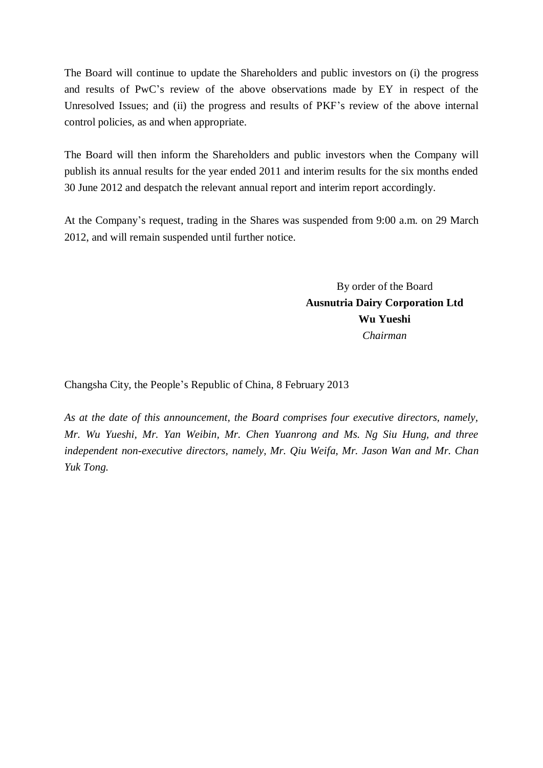The Board will continue to update the Shareholders and public investors on (i) the progress and results of PwC's review of the above observations made by EY in respect of the Unresolved Issues; and (ii) the progress and results of PKF's review of the above internal control policies, as and when appropriate.

The Board will then inform the Shareholders and public investors when the Company will publish its annual results for the year ended 2011 and interim results for the six months ended 30 June 2012 and despatch the relevant annual report and interim report accordingly.

At the Company's request, trading in the Shares was suspended from 9:00 a.m. on 29 March 2012, and will remain suspended until further notice.

By order of the Board
**Ausnutria Dairy Corporation Ltd**
**Wu Yueshi**
*Chairman*

Changsha City, the People's Republic of China, 8 February 2013

*As at the date of this announcement, the Board comprises four executive directors, namely, Mr. Wu Yueshi, Mr. Yan Weibin, Mr. Chen Yuanrong and Ms. Ng Siu Hung, and three independent non-executive directors, namely, Mr. Qiu Weifa, Mr. Jason Wan and Mr. Chan Yuk Tong.*